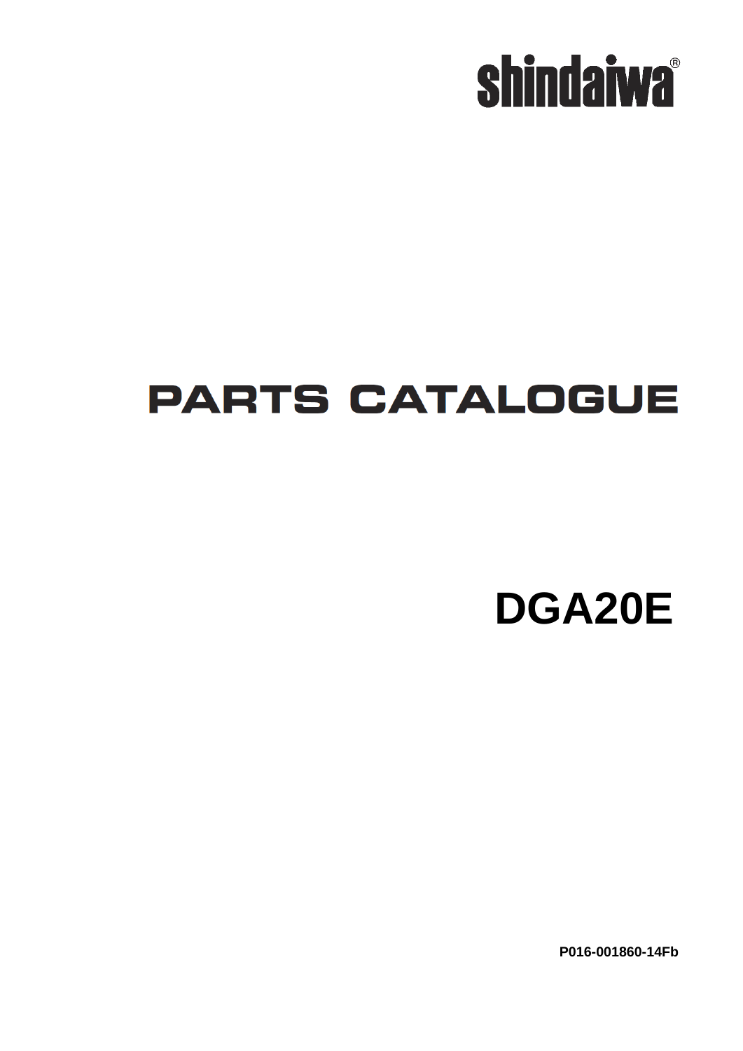shindaiwa®

# PARTS CATALOGUE

## DGA20E

P016-001860-14Fb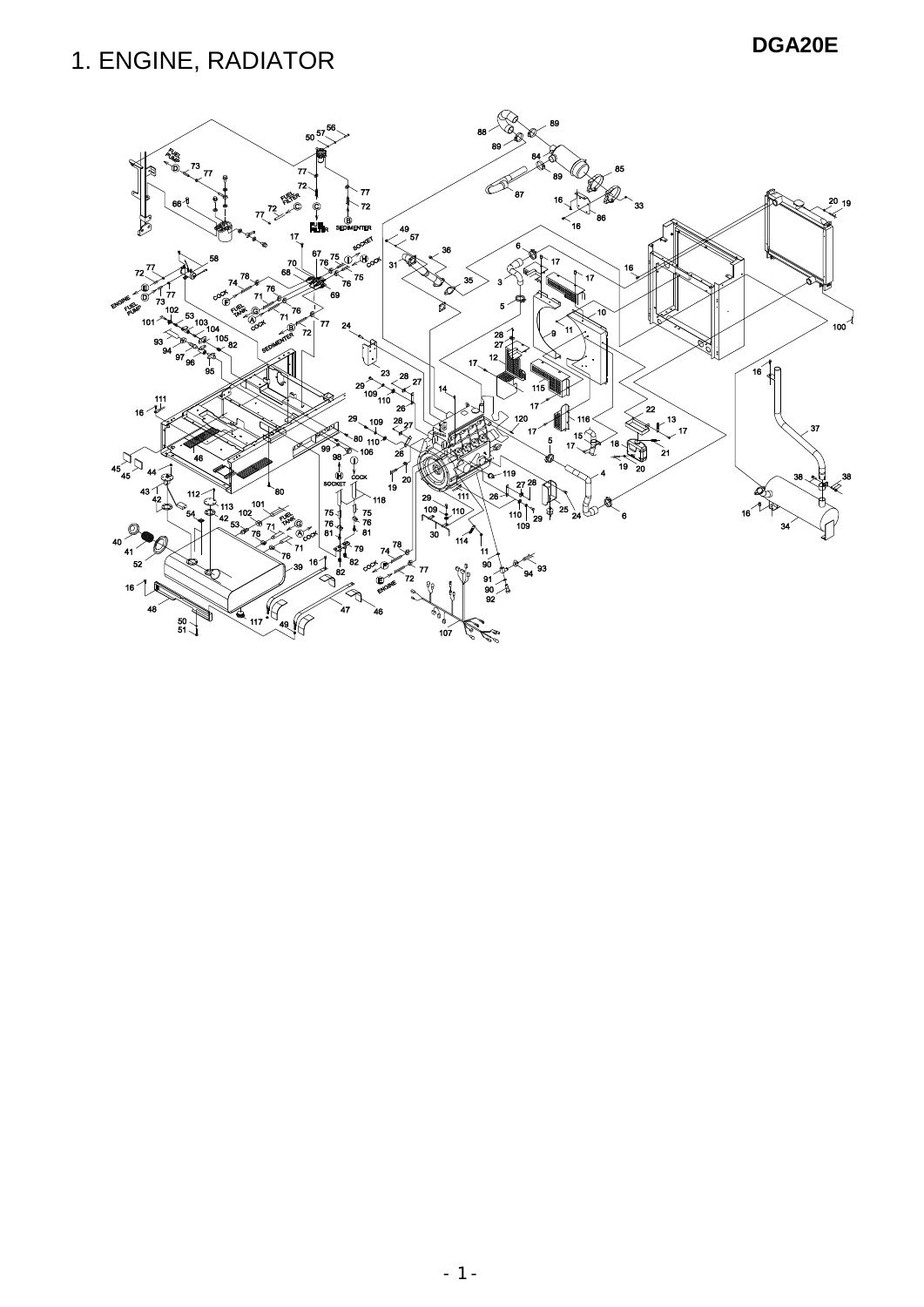# 1. ENGINE, RADIATOR

**DGA20E**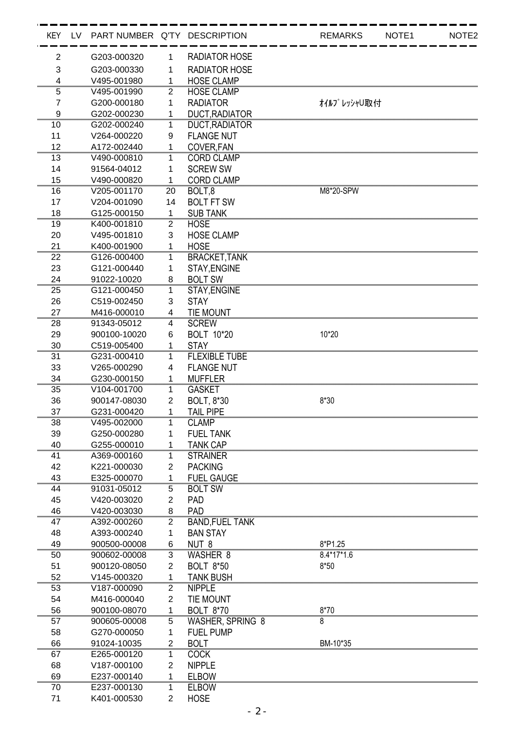| KEY | LV | PART NUMBER | Q'TY | DESCRIPTION | REMARKS | NOTE1 | NOTE2 |
|---|---|---|---|---|---|---|---|
| 2 | | G203-000320 | 1 | RADIATOR HOSE | | | |
| 3 | | G203-000330 | 1 | RADIATOR HOSE | | | |
| 4 | | V495-001980 | 1 | HOSE CLAMP | | | |
| 5 | | V495-001990 | 2 | HOSE CLAMP | | | |
| 7 | | G200-000180 | 1 | RADIATOR | ｵｲﾙﾌﾟﾚｯｼｬU取付 | | |
| 9 | | G202-000230 | 1 | DUCT,RADIATOR | | | |
| 10 | | G202-000240 | 1 | DUCT,RADIATOR | | | |
| 11 | | V264-000220 | 9 | FLANGE NUT | | | |
| 12 | | A172-002440 | 1 | COVER,FAN | | | |
| 13 | | V490-000810 | 1 | CORD CLAMP | | | |
| 14 | | 91564-04012 | 1 | SCREW SW | | | |
| 15 | | V490-000820 | 1 | CORD CLAMP | | | |
| 16 | | V205-001170 | 20 | BOLT,8 | M8*20-SPW | | |
| 17 | | V204-001090 | 14 | BOLT FT SW | | | |
| 18 | | G125-000150 | 1 | SUB TANK | | | |
| 19 | | K400-001810 | 2 | HOSE | | | |
| 20 | | V495-001810 | 3 | HOSE CLAMP | | | |
| 21 | | K400-001900 | 1 | HOSE | | | |
| 22 | | G126-000400 | 1 | BRACKET,TANK | | | |
| 23 | | G121-000440 | 1 | STAY,ENGINE | | | |
| 24 | | 91022-10020 | 8 | BOLT SW | | | |
| 25 | | G121-000450 | 1 | STAY,ENGINE | | | |
| 26 | | C519-002450 | 3 | STAY | | | |
| 27 | | M416-000010 | 4 | TIE MOUNT | | | |
| 28 | | 91343-05012 | 4 | SCREW | | | |
| 29 | | 900100-10020 | 6 | BOLT 10*20 | 10*20 | | |
| 30 | | C519-005400 | 1 | STAY | | | |
| 31 | | G231-000410 | 1 | FLEXIBLE TUBE | | | |
| 33 | | V265-000290 | 4 | FLANGE NUT | | | |
| 34 | | G230-000150 | 1 | MUFFLER | | | |
| 35 | | V104-001700 | 1 | GASKET | | | |
| 36 | | 900147-08030 | 2 | BOLT, 8*30 | 8*30 | | |
| 37 | | G231-000420 | 1 | TAIL PIPE | | | |
| 38 | | V495-002000 | 1 | CLAMP | | | |
| 39 | | G250-000280 | 1 | FUEL TANK | | | |
| 40 | | G255-000010 | 1 | TANK CAP | | | |
| 41 | | A369-000160 | 1 | STRAINER | | | |
| 42 | | K221-000030 | 2 | PACKING | | | |
| 43 | | E325-000070 | 1 | FUEL GAUGE | | | |
| 44 | | 91031-05012 | 5 | BOLT SW | | | |
| 45 | | V420-003020 | 2 | PAD | | | |
| 46 | | V420-003030 | 8 | PAD | | | |
| 47 | | A392-000260 | 2 | BAND,FUEL TANK | | | |
| 48 | | A393-000240 | 1 | BAN STAY | | | |
| 49 | | 900500-00008 | 6 | NUT 8 | 8*P1.25 | | |
| 50 | | 900602-00008 | 3 | WASHER 8 | 8.4*17*1.6 | | |
| 51 | | 900120-08050 | 2 | BOLT 8*50 | 8*50 | | |
| 52 | | V145-000320 | 1 | TANK BUSH | | | |
| 53 | | V187-000090 | 2 | NIPPLE | | | |
| 54 | | M416-000040 | 2 | TIE MOUNT | | | |
| 56 | | 900100-08070 | 1 | BOLT 8*70 | 8*70 | | |
| 57 | | 900605-00008 | 5 | WASHER, SPRING 8 | 8 | | |
| 58 | | G270-000050 | 1 | FUEL PUMP | | | |
| 66 | | 91024-10035 | 2 | BOLT | BM-10*35 | | |
| 67 | | E265-000120 | 1 | COCK | | | |
| 68 | | V187-000100 | 2 | NIPPLE | | | |
| 69 | | E237-000140 | 1 | ELBOW | | | |
| 70 | | E237-000130 | 1 | ELBOW | | | |
| 71 | | K401-000530 | 2 | HOSE | | | |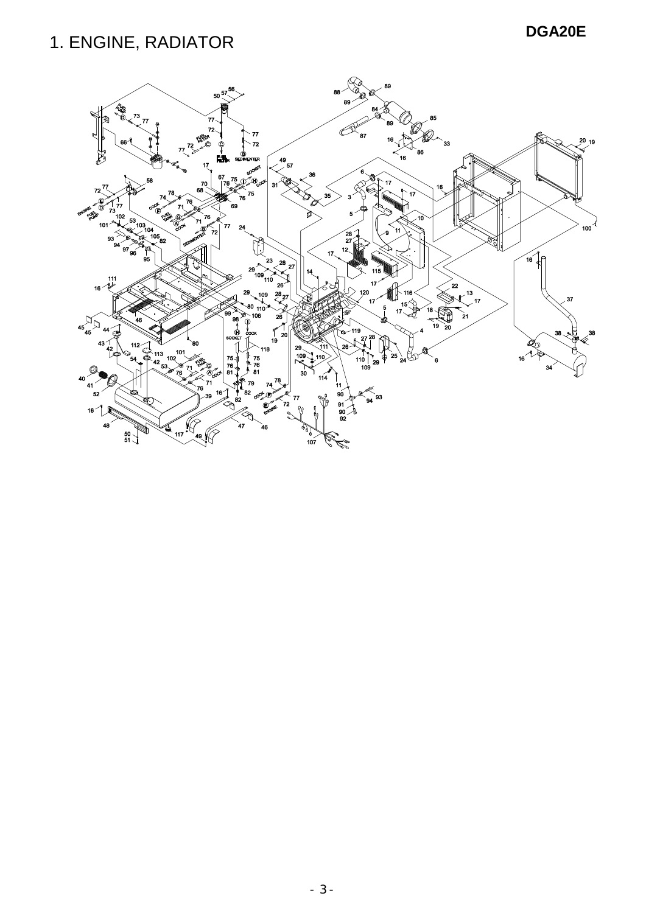# 1. ENGINE, RADIATOR

**DGA20E**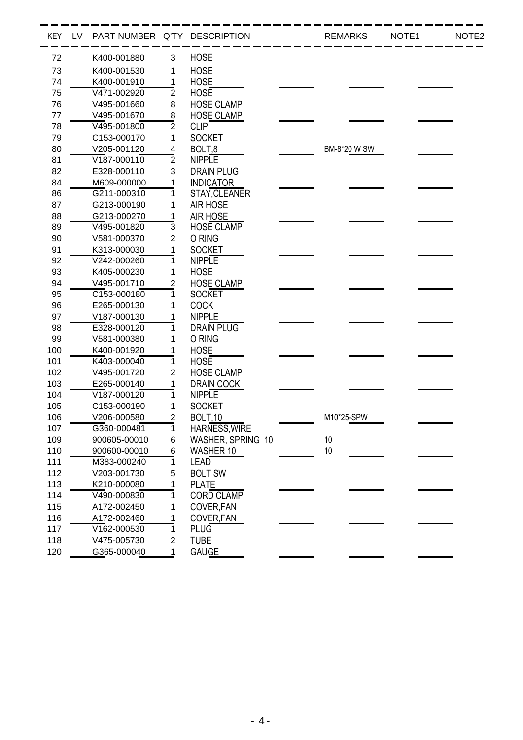| KEY | LV | PART NUMBER | Q'TY | DESCRIPTION | REMARKS | NOTE1 | NOTE2 |
|---|---|---|---|---|---|---|---|
| 72 | | K400-001880 | 3 | HOSE | | | |
| 73 | | K400-001530 | 1 | HOSE | | | |
| 74 | | K400-001910 | 1 | HOSE | | | |
| 75 | | V471-002920 | 2 | HOSE | | | |
| 76 | | V495-001660 | 8 | HOSE CLAMP | | | |
| 77 | | V495-001670 | 8 | HOSE CLAMP | | | |
| 78 | | V495-001800 | 2 | CLIP | | | |
| 79 | | C153-000170 | 1 | SOCKET | | | |
| 80 | | V205-001120 | 4 | BOLT,8 | BM-8*20 W SW | | |
| 81 | | V187-000110 | 2 | NIPPLE | | | |
| 82 | | E328-000110 | 3 | DRAIN PLUG | | | |
| 84 | | M609-000000 | 1 | INDICATOR | | | |
| 86 | | G211-000310 | 1 | STAY,CLEANER | | | |
| 87 | | G213-000190 | 1 | AIR HOSE | | | |
| 88 | | G213-000270 | 1 | AIR HOSE | | | |
| 89 | | V495-001820 | 3 | HOSE CLAMP | | | |
| 90 | | V581-000370 | 2 | O RING | | | |
| 91 | | K313-000030 | 1 | SOCKET | | | |
| 92 | | V242-000260 | 1 | NIPPLE | | | |
| 93 | | K405-000230 | 1 | HOSE | | | |
| 94 | | V495-001710 | 2 | HOSE CLAMP | | | |
| 95 | | C153-000180 | 1 | SOCKET | | | |
| 96 | | E265-000130 | 1 | COCK | | | |
| 97 | | V187-000130 | 1 | NIPPLE | | | |
| 98 | | E328-000120 | 1 | DRAIN PLUG | | | |
| 99 | | V581-000380 | 1 | O RING | | | |
| 100 | | K400-001920 | 1 | HOSE | | | |
| 101 | | K403-000040 | 1 | HOSE | | | |
| 102 | | V495-001720 | 2 | HOSE CLAMP | | | |
| 103 | | E265-000140 | 1 | DRAIN COCK | | | |
| 104 | | V187-000120 | 1 | NIPPLE | | | |
| 105 | | C153-000190 | 1 | SOCKET | | | |
| 106 | | V206-000580 | 2 | BOLT,10 | M10*25-SPW | | |
| 107 | | G360-000481 | 1 | HARNESS,WIRE | | | |
| 109 | | 900605-00010 | 6 | WASHER, SPRING 10 | 10 | | |
| 110 | | 900600-00010 | 6 | WASHER 10 | 10 | | |
| 111 | | M383-000240 | 1 | LEAD | | | |
| 112 | | V203-001730 | 5 | BOLT SW | | | |
| 113 | | K210-000080 | 1 | PLATE | | | |
| 114 | | V490-000830 | 1 | CORD CLAMP | | | |
| 115 | | A172-002450 | 1 | COVER,FAN | | | |
| 116 | | A172-002460 | 1 | COVER,FAN | | | |
| 117 | | V162-000530 | 1 | PLUG | | | |
| 118 | | V475-005730 | 2 | TUBE | | | |
| 120 | | G365-000040 | 1 | GAUGE | | | |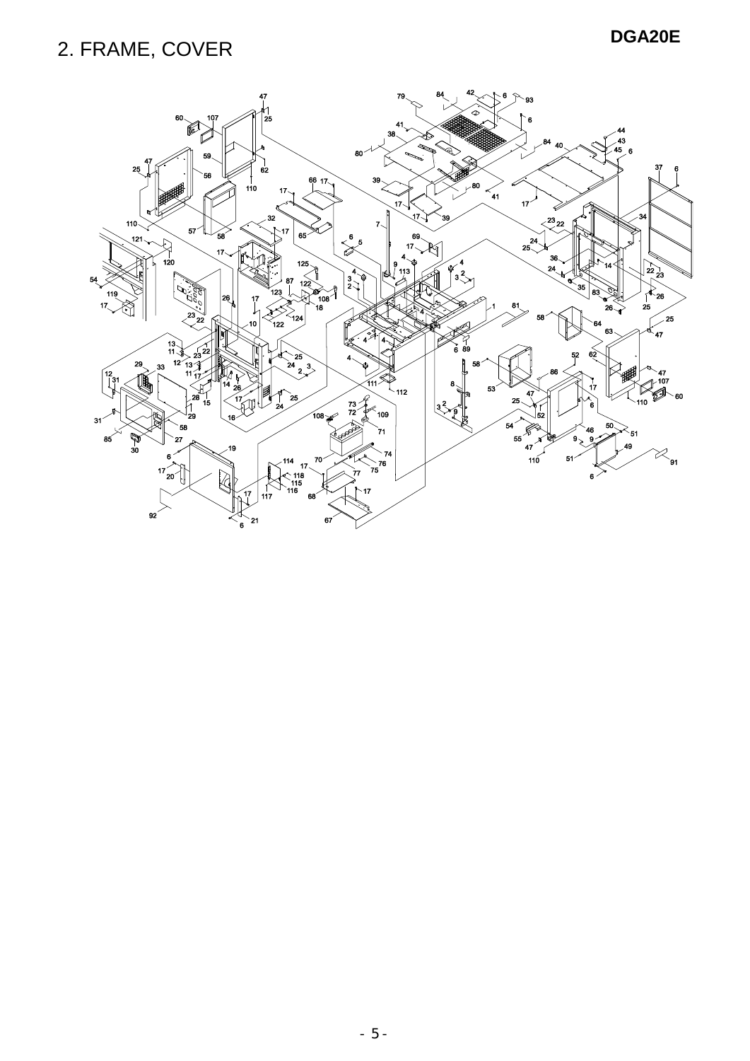# 2. FRAME, COVER

**DGA20E**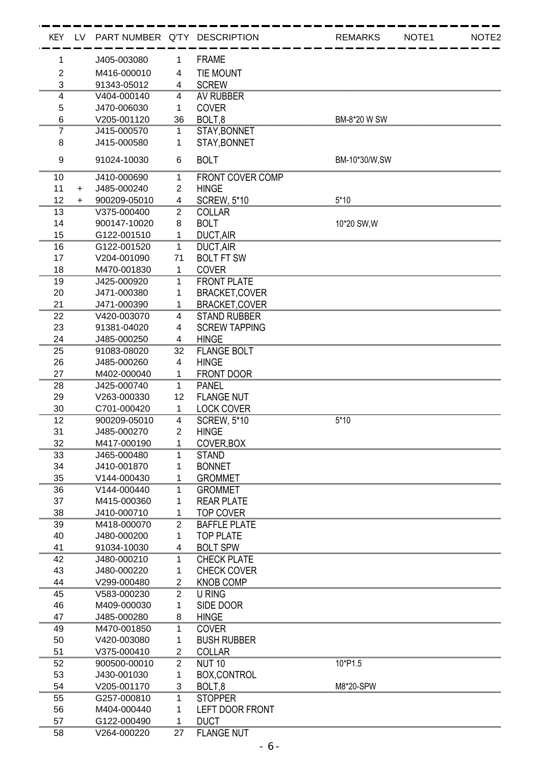| KEY | LV | PART NUMBER | Q'TY | DESCRIPTION | REMARKS | NOTE1 | NOTE2 |
|---|---|---|---|---|---|---|---|
| 1 | | J405-003080 | 1 | FRAME | | | |
| 2 | | M416-000010 | 4 | TIE MOUNT | | | |
| 3 | | 91343-05012 | 4 | SCREW | | | |
| 4 | | V404-000140 | 4 | AV RUBBER | | | |
| 5 | | J470-006030 | 1 | COVER | | | |
| 6 | | V205-001120 | 36 | BOLT,8 | BM-8*20 W SW | | |
| 7 | | J415-000570 | 1 | STAY,BONNET | | | |
| 8 | | J415-000580 | 1 | STAY,BONNET | | | |
| 9 | | 91024-10030 | 6 | BOLT | BM-10*30/W,SW | | |
| 10 | | J410-000690 | 1 | FRONT COVER COMP | | | |
| 11 | + | J485-000240 | 2 | HINGE | | | |
| 12 | + | 900209-05010 | 4 | SCREW, 5*10 | 5*10 | | |
| 13 | | V375-000400 | 2 | COLLAR | | | |
| 14 | | 900147-10020 | 8 | BOLT | 10*20 SW,W | | |
| 15 | | G122-001510 | 1 | DUCT,AIR | | | |
| 16 | | G122-001520 | 1 | DUCT,AIR | | | |
| 17 | | V204-001090 | 71 | BOLT FT SW | | | |
| 18 | | M470-001830 | 1 | COVER | | | |
| 19 | | J425-000920 | 1 | FRONT PLATE | | | |
| 20 | | J471-000380 | 1 | BRACKET,COVER | | | |
| 21 | | J471-000390 | 1 | BRACKET,COVER | | | |
| 22 | | V420-003070 | 4 | STAND RUBBER | | | |
| 23 | | 91381-04020 | 4 | SCREW TAPPING | | | |
| 24 | | J485-000250 | 4 | HINGE | | | |
| 25 | | 91083-08020 | 32 | FLANGE BOLT | | | |
| 26 | | J485-000260 | 4 | HINGE | | | |
| 27 | | M402-000040 | 1 | FRONT DOOR | | | |
| 28 | | J425-000740 | 1 | PANEL | | | |
| 29 | | V263-000330 | 12 | FLANGE NUT | | | |
| 30 | | C701-000420 | 1 | LOCK COVER | | | |
| 12 | | 900209-05010 | 4 | SCREW, 5*10 | 5*10 | | |
| 31 | | J485-000270 | 2 | HINGE | | | |
| 32 | | M417-000190 | 1 | COVER,BOX | | | |
| 33 | | J465-000480 | 1 | STAND | | | |
| 34 | | J410-001870 | 1 | BONNET | | | |
| 35 | | V144-000430 | 1 | GROMMET | | | |
| 36 | | V144-000440 | 1 | GROMMET | | | |
| 37 | | M415-000360 | 1 | REAR PLATE | | | |
| 38 | | J410-000710 | 1 | TOP COVER | | | |
| 39 | | M418-000070 | 2 | BAFFLE PLATE | | | |
| 40 | | J480-000200 | 1 | TOP PLATE | | | |
| 41 | + | 91034-10030 | 4 | BOLT SPW | | | |
| 42 | | J480-000210 | 1 | CHECK PLATE | | | |
| 43 | | J480-000220 | 1 | CHECK COVER | | | |
| 44 | | V299-000480 | 2 | KNOB COMP | | | |
| 45 | | V583-000230 | 2 | U RING | | | |
| 46 | | M409-000030 | 1 | SIDE DOOR | | | |
| 47 | | J485-000280 | 8 | HINGE | | | |
| 49 | | M470-001850 | 1 | COVER | | | |
| 50 | | V420-003080 | 1 | BUSH RUBBER | | | |
| 51 | | V375-000410 | 2 | COLLAR | | | |
| 52 | | 900500-00010 | 2 | NUT 10 | 10*P1.5 | | |
| 53 | | J430-001030 | 1 | BOX,CONTROL | | | |
| 54 | | V205-001170 | 3 | BOLT,8 | M8*20-SPW | | |
| 55 | | G257-000810 | 1 | STOPPER | | | |
| 56 | | M404-000440 | 1 | LEFT DOOR FRONT | | | |
| 57 | | G122-000490 | 1 | DUCT | | | |
| 58 | | V264-000220 | 27 | FLANGE NUT | | | |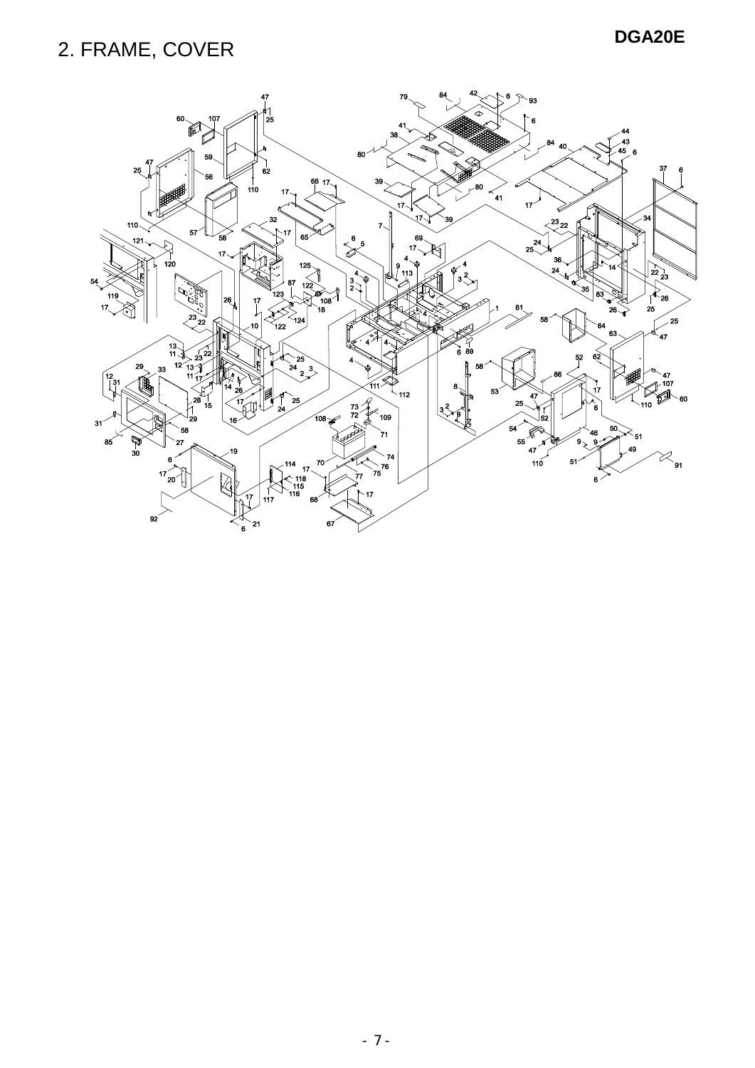# 2. FRAME, COVER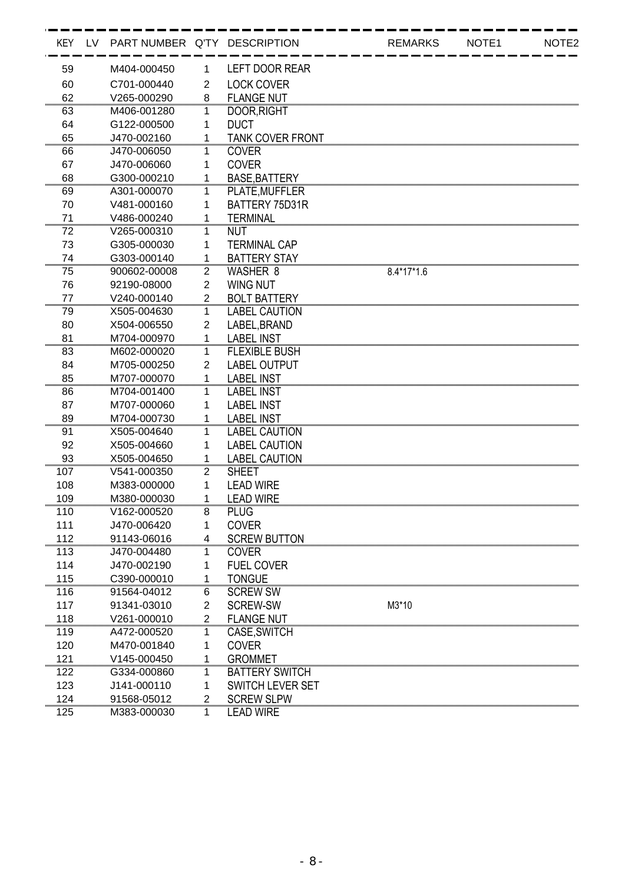| KEY | LV | PART NUMBER | Q'TY | DESCRIPTION | REMARKS | NOTE1 | NOTE2 |
|---|---|---|---|---|---|---|---|
| 59 | | M404-000450 | 1 | LEFT DOOR REAR | | | |
| 60 | | C701-000440 | 2 | LOCK COVER | | | |
| 62 | | V265-000290 | 8 | FLANGE NUT | | | |
| 63 | | M406-001280 | 1 | DOOR,RIGHT | | | |
| 64 | | G122-000500 | 1 | DUCT | | | |
| 65 | | J470-002160 | 1 | TANK COVER FRONT | | | |
| 66 | | J470-006050 | 1 | COVER | | | |
| 67 | | J470-006060 | 1 | COVER | | | |
| 68 | | G300-000210 | 1 | BASE,BATTERY | | | |
| 69 | | A301-000070 | 1 | PLATE,MUFFLER | | | |
| 70 | | V481-000160 | 1 | BATTERY 75D31R | | | |
| 71 | | V486-000240 | 1 | TERMINAL | | | |
| 72 | | V265-000310 | 1 | NUT | | | |
| 73 | | G305-000030 | 1 | TERMINAL CAP | | | |
| 74 | | G303-000140 | 1 | BATTERY STAY | | | |
| 75 | | 900602-00008 | 2 | WASHER 8 | 8.4*17*1.6 | | |
| 76 | | 92190-08000 | 2 | WING NUT | | | |
| 77 | | V240-000140 | 2 | BOLT BATTERY | | | |
| 79 | | X505-004630 | 1 | LABEL CAUTION | | | |
| 80 | | X504-006550 | 2 | LABEL,BRAND | | | |
| 81 | | M704-000970 | 1 | LABEL INST | | | |
| 83 | | M602-000020 | 1 | FLEXIBLE BUSH | | | |
| 84 | | M705-000250 | 2 | LABEL OUTPUT | | | |
| 85 | | M707-000070 | 1 | LABEL INST | | | |
| 86 | | M704-001400 | 1 | LABEL INST | | | |
| 87 | | M707-000060 | 1 | LABEL INST | | | |
| 89 | | M704-000730 | 1 | LABEL INST | | | |
| 91 | | X505-004640 | 1 | LABEL CAUTION | | | |
| 92 | | X505-004660 | 1 | LABEL CAUTION | | | |
| 93 | | X505-004650 | 1 | LABEL CAUTION | | | |
| 107 | | V541-000350 | 2 | SHEET | | | |
| 108 | | M383-000000 | 1 | LEAD WIRE | | | |
| 109 | | M380-000030 | 1 | LEAD WIRE | | | |
| 110 | | V162-000520 | 8 | PLUG | | | |
| 111 | | J470-006420 | 1 | COVER | | | |
| 112 | | 91143-06016 | 4 | SCREW BUTTON | | | |
| 113 | | J470-004480 | 1 | COVER | | | |
| 114 | | J470-002190 | 1 | FUEL COVER | | | |
| 115 | | C390-000010 | 1 | TONGUE | | | |
| 116 | | 91564-04012 | 6 | SCREW SW | | | |
| 117 | | 91341-03010 | 2 | SCREW-SW | M3*10 | | |
| 118 | | V261-000010 | 2 | FLANGE NUT | | | |
| 119 | | A472-000520 | 1 | CASE,SWITCH | | | |
| 120 | | M470-001840 | 1 | COVER | | | |
| 121 | | V145-000450 | 1 | GROMMET | | | |
| 122 | | G334-000860 | 1 | BATTERY SWITCH | | | |
| 123 | | J141-000110 | 1 | SWITCH LEVER SET | | | |
| 124 | | 91568-05012 | 2 | SCREW SLPW | | | |
| 125 | | M383-000030 | 1 | LEAD WIRE | | | |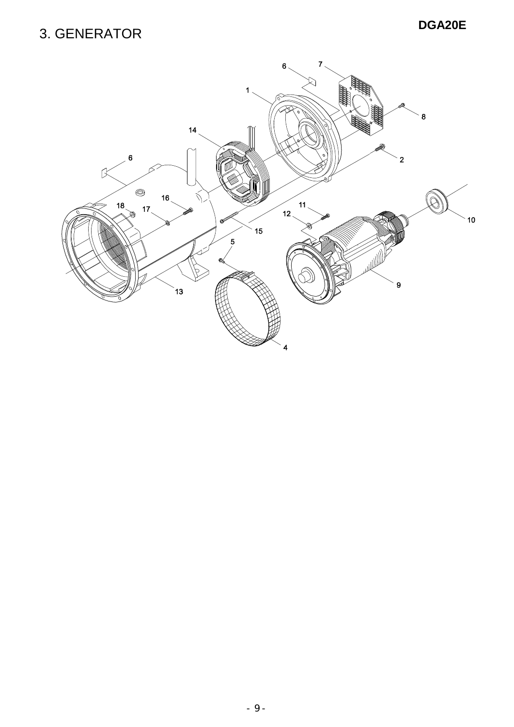# 3. GENERATOR

**DGA20E**

1
2
4
5
6
6
7
8
9
10
11
12
13
14
15
16
17
18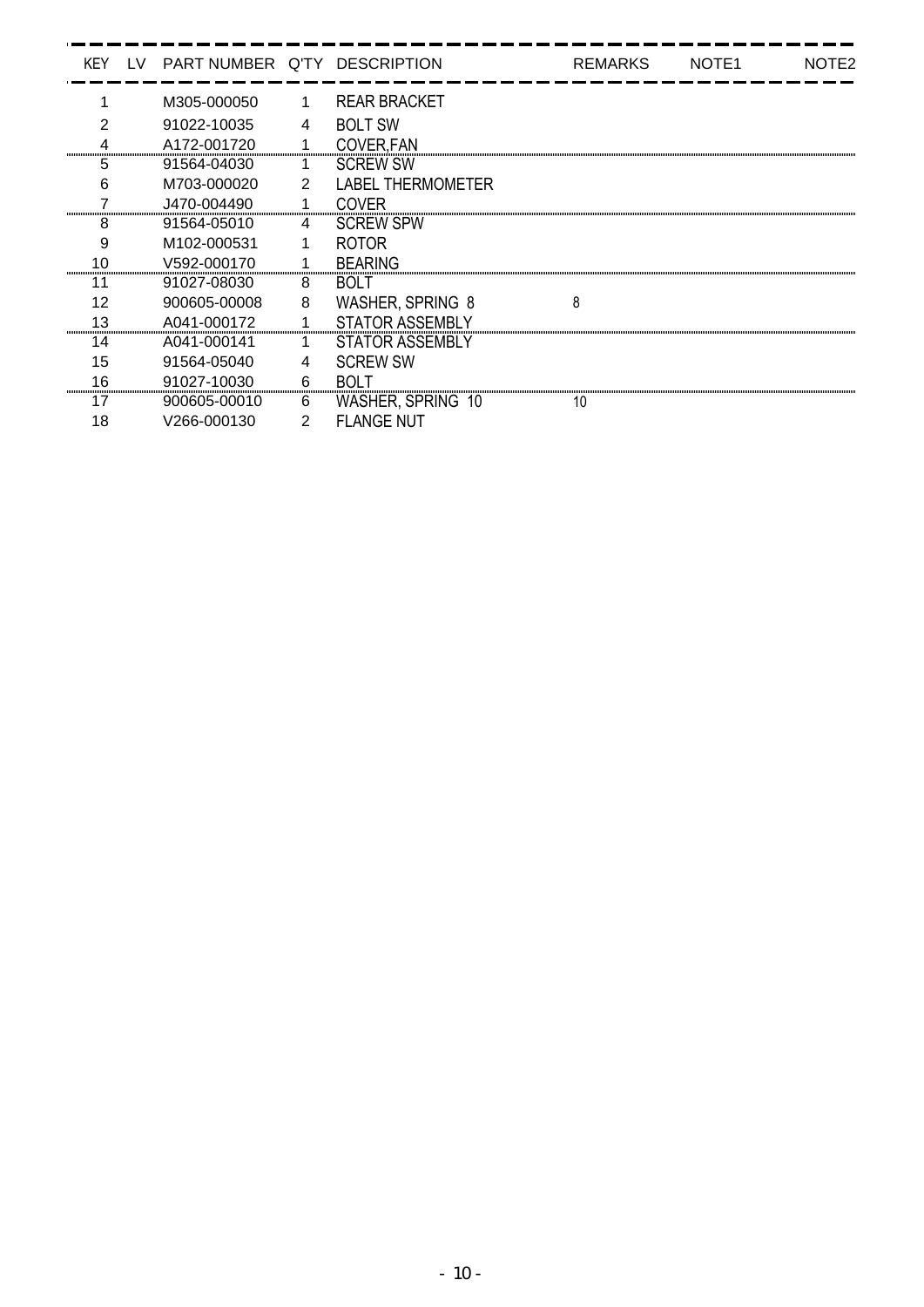| KEY | LV | PART NUMBER | Q'TY | DESCRIPTION | REMARKS | NOTE1 | NOTE2 |
|---|---|---|---|---|---|---|---|
| 1 | | M305-000050 | 1 | REAR BRACKET | | | |
| 2 | | 91022-10035 | 4 | BOLT SW | | | |
| 4 | | A172-001720 | 1 | COVER,FAN | | | |
| 5 | | 91564-04030 | 1 | SCREW SW | | | |
| 6 | | M703-000020 | 2 | LABEL THERMOMETER | | | |
| 7 | | J470-004490 | 1 | COVER | | | |
| 8 | | 91564-05010 | 4 | SCREW SPW | | | |
| 9 | | M102-000531 | 1 | ROTOR | | | |
| 10 | | V592-000170 | 1 | BEARING | | | |
| 11 | | 91027-08030 | 8 | BOLT | | | |
| 12 | | 900605-00008 | 8 | WASHER, SPRING 8 | 8 | | |
| 13 | | A041-000172 | 1 | STATOR ASSEMBLY | | | |
| 14 | | A041-000141 | 1 | STATOR ASSEMBLY | | | |
| 15 | | 91564-05040 | 4 | SCREW SW | | | |
| 16 | | 91027-10030 | 6 | BOLT | | | |
| 17 | | 900605-00010 | 6 | WASHER, SPRING 10 | 10 | | |
| 18 | | V266-000130 | 2 | FLANGE NUT | | | |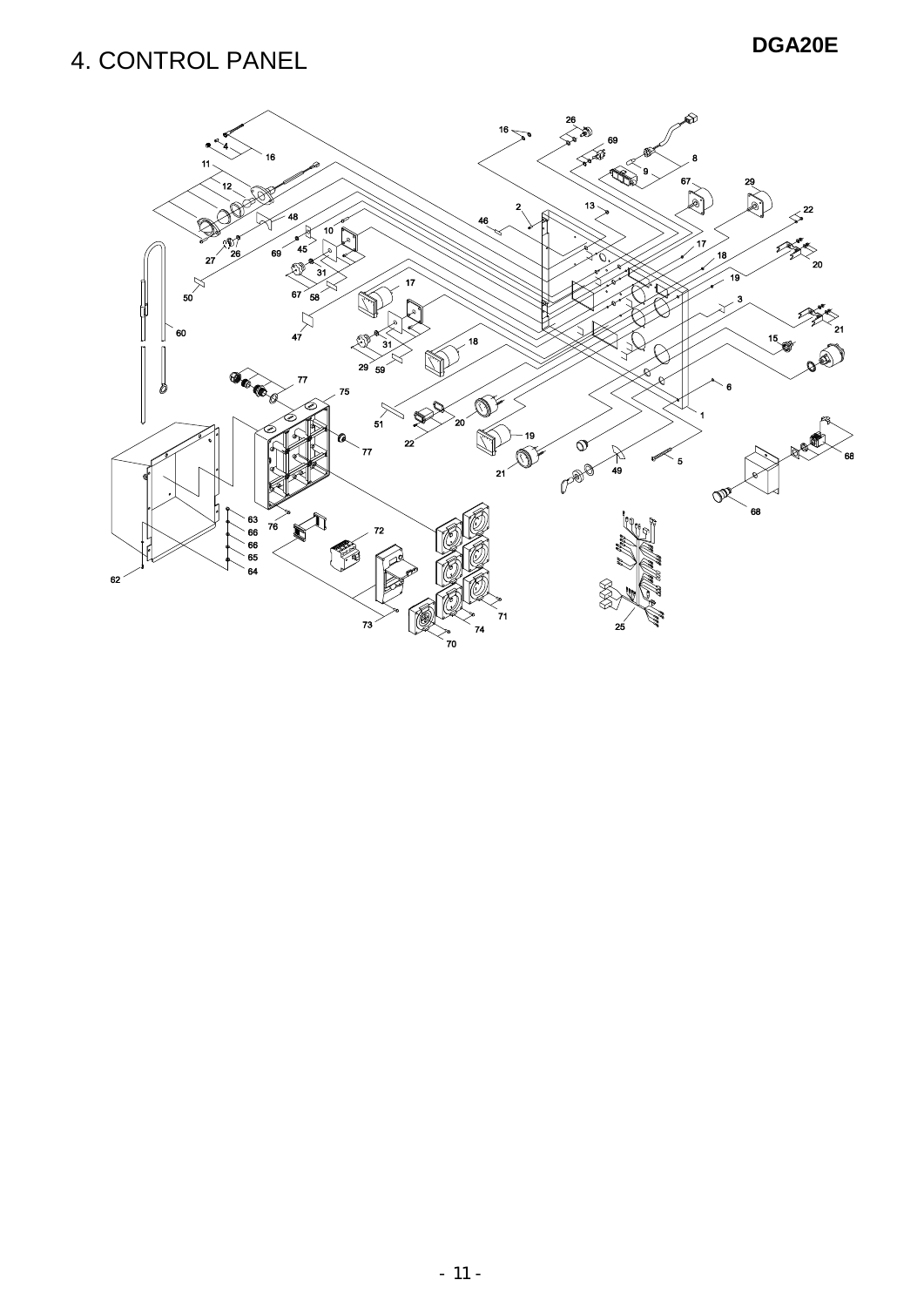# 4. CONTROL PANEL

DGA20E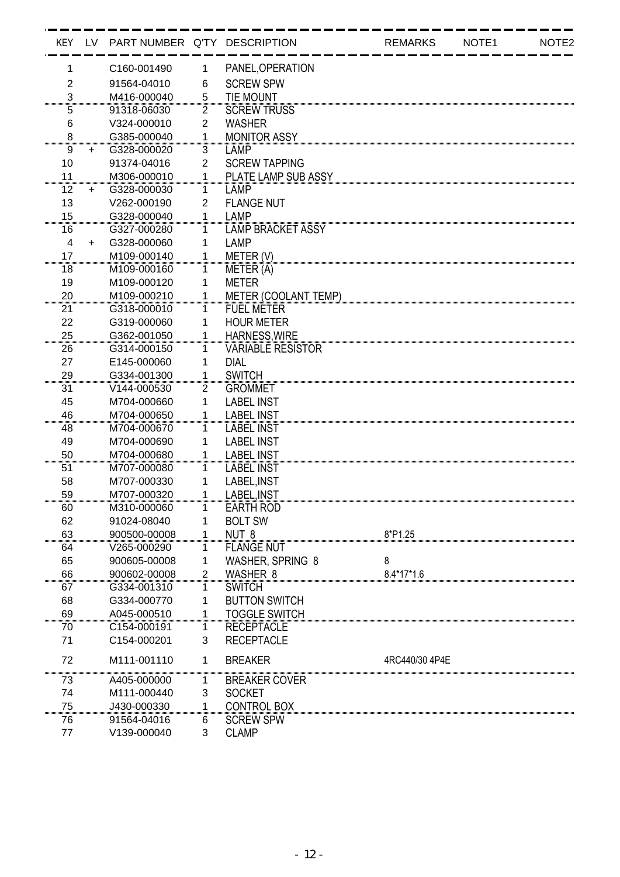| KEY | LV | PART NUMBER | Q'TY | DESCRIPTION | REMARKS | NOTE1 | NOTE2 |
|---|---|---|---|---|---|---|---|
| 1 | | C160-001490 | 1 | PANEL,OPERATION | | | |
| 2 | | 91564-04010 | 6 | SCREW SPW | | | |
| 3 | | M416-000040 | 5 | TIE MOUNT | | | |
| 5 | | 91318-06030 | 2 | SCREW TRUSS | | | |
| 6 | | V324-000010 | 2 | WASHER | | | |
| 8 | | G385-000040 | 1 | MONITOR ASSY | | | |
| 9 | + | G328-000020 | 3 | LAMP | | | |
| 10 | | 91374-04016 | 2 | SCREW TAPPING | | | |
| 11 | | M306-000010 | 1 | PLATE LAMP SUB ASSY | | | |
| 12 | + | G328-000030 | 1 | LAMP | | | |
| 13 | | V262-000190 | 2 | FLANGE NUT | | | |
| 15 | | G328-000040 | 1 | LAMP | | | |
| 16 | | G327-000280 | 1 | LAMP BRACKET ASSY | | | |
| 4 | + | G328-000060 | 1 | LAMP | | | |
| 17 | | M109-000140 | 1 | METER (V) | | | |
| 18 | | M109-000160 | 1 | METER (A) | | | |
| 19 | | M109-000120 | 1 | METER | | | |
| 20 | | M109-000210 | 1 | METER (COOLANT TEMP) | | | |
| 21 | | G318-000010 | 1 | FUEL METER | | | |
| 22 | | G319-000060 | 1 | HOUR METER | | | |
| 25 | | G362-001050 | 1 | HARNESS,WIRE | | | |
| 26 | | G314-000150 | 1 | VARIABLE RESISTOR | | | |
| 27 | | E145-000060 | 1 | DIAL | | | |
| 29 | | G334-001300 | 1 | SWITCH | | | |
| 31 | | V144-000530 | 2 | GROMMET | | | |
| 45 | | M704-000660 | 1 | LABEL INST | | | |
| 46 | | M704-000650 | 1 | LABEL INST | | | |
| 48 | | M704-000670 | 1 | LABEL INST | | | |
| 49 | | M704-000690 | 1 | LABEL INST | | | |
| 50 | | M704-000680 | 1 | LABEL INST | | | |
| 51 | | M707-000080 | 1 | LABEL INST | | | |
| 58 | | M707-000330 | 1 | LABEL,INST | | | |
| 59 | | M707-000320 | 1 | LABEL,INST | | | |
| 60 | | M310-000060 | 1 | EARTH ROD | | | |
| 62 | | 91024-08040 | 1 | BOLT SW | | | |
| 63 | | 900500-00008 | 1 | NUT 8 | 8*P1.25 | | |
| 64 | | V265-000290 | 1 | FLANGE NUT | | | |
| 65 | | 900605-00008 | 1 | WASHER, SPRING 8 | 8 | | |
| 66 | | 900602-00008 | 2 | WASHER 8 | 8.4*17*1.6 | | |
| 67 | | G334-001310 | 1 | SWITCH | | | |
| 68 | | G334-000770 | 1 | BUTTON SWITCH | | | |
| 69 | | A045-000510 | 1 | TOGGLE SWITCH | | | |
| 70 | | C154-000191 | 1 | RECEPTACLE | | | |
| 71 | | C154-000201 | 3 | RECEPTACLE | | | |
| 72 | | M111-001110 | 1 | BREAKER | 4RC440/30 4P4E | | |
| 73 | | A405-000000 | 1 | BREAKER COVER | | | |
| 74 | | M111-000440 | 3 | SOCKET | | | |
| 75 | | J430-000330 | 1 | CONTROL BOX | | | |
| 76 | | 91564-04016 | 6 | SCREW SPW | | | |
| 77 | | V139-000040 | 3 | CLAMP | | | |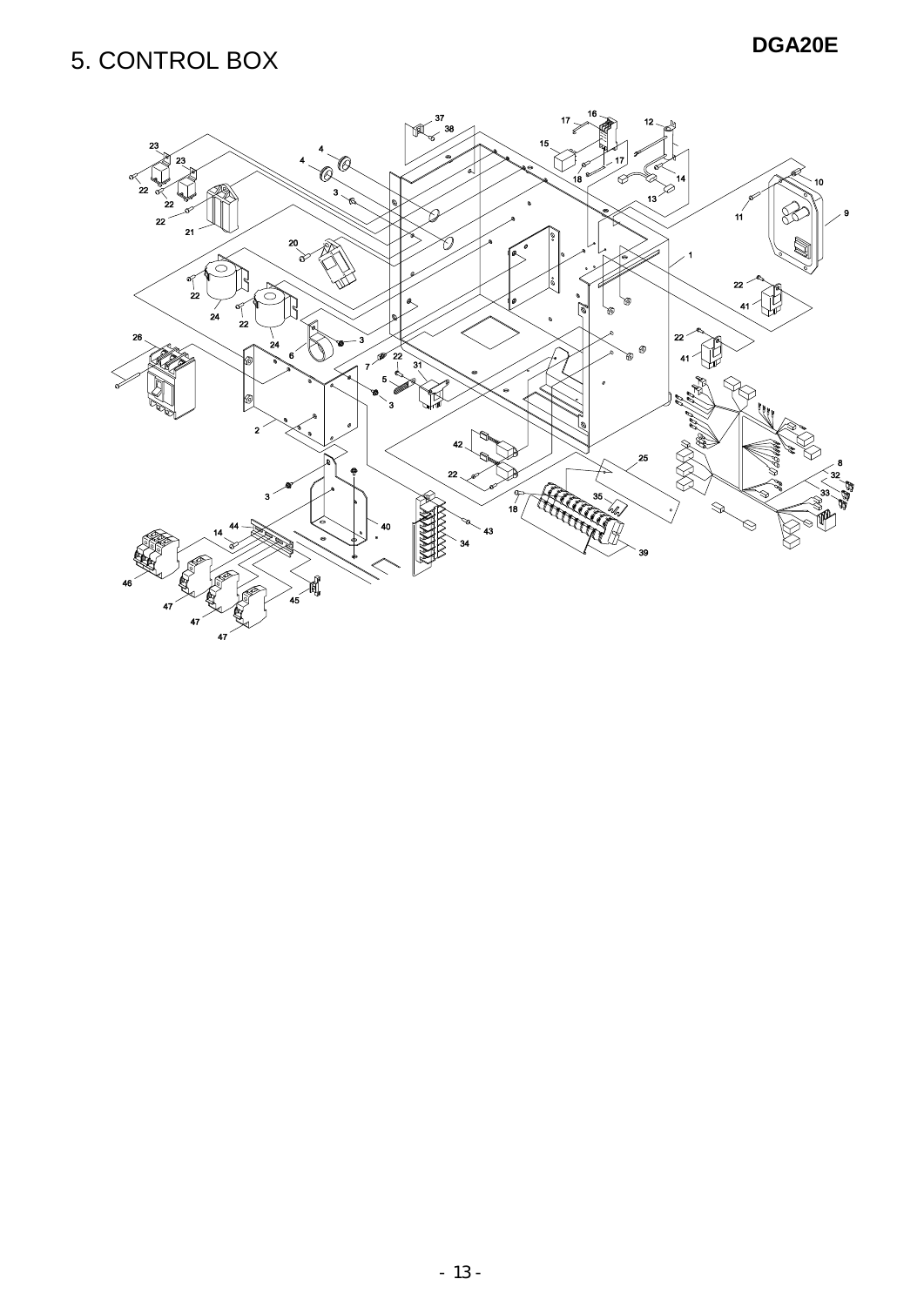# 5. CONTROL BOX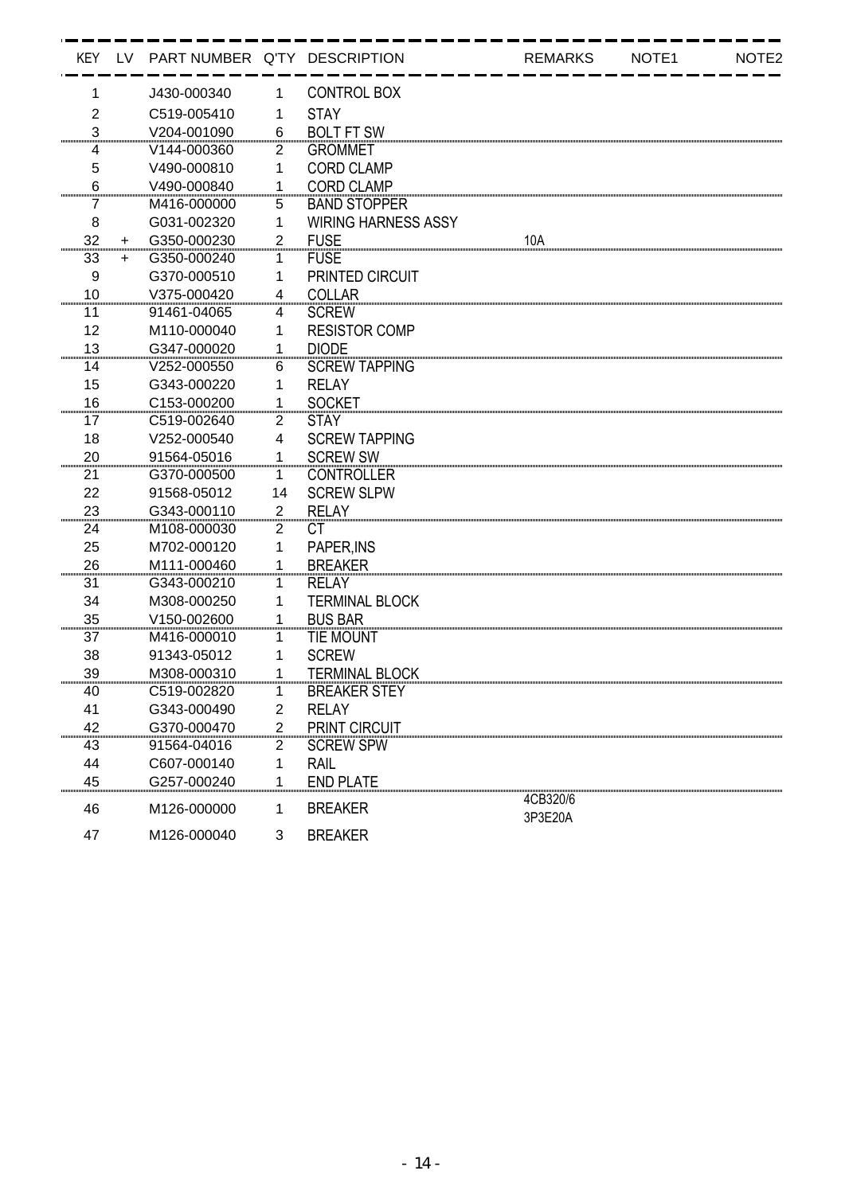| KEY | LV | PART NUMBER | Q'TY | DESCRIPTION | REMARKS | NOTE1 | NOTE2 |
|---|---|---|---|---|---|---|---|
| 1 | | J430-000340 | 1 | CONTROL BOX | | | |
| 2 | | C519-005410 | 1 | STAY | | | |
| 3 | | V204-001090 | 6 | BOLT FT SW | | | |
| 4 | | V144-000360 | 2 | GROMMET | | | |
| 5 | | V490-000810 | 1 | CORD CLAMP | | | |
| 6 | | V490-000840 | 1 | CORD CLAMP | | | |
| 7 | | M416-000000 | 5 | BAND STOPPER | | | |
| 8 | | G031-002320 | 1 | WIRING HARNESS ASSY | | | |
| 32 | + | G350-000230 | 2 | FUSE | 10A | | |
| 33 | + | G350-000240 | 1 | FUSE | | | |
| 9 | | G370-000510 | 1 | PRINTED CIRCUIT | | | |
| 10 | | V375-000420 | 4 | COLLAR | | | |
| 11 | | 91461-04065 | 4 | SCREW | | | |
| 12 | | M110-000040 | 1 | RESISTOR COMP | | | |
| 13 | | G347-000020 | 1 | DIODE | | | |
| 14 | | V252-000550 | 6 | SCREW TAPPING | | | |
| 15 | | G343-000220 | 1 | RELAY | | | |
| 16 | | C153-000200 | 1 | SOCKET | | | |
| 17 | | C519-002640 | 2 | STAY | | | |
| 18 | | V252-000540 | 4 | SCREW TAPPING | | | |
| 20 | | 91564-05016 | 1 | SCREW SW | | | |
| 21 | | G370-000500 | 1 | CONTROLLER | | | |
| 22 | | 91568-05012 | 14 | SCREW SLPW | | | |
| 23 | | G343-000110 | 2 | RELAY | | | |
| 24 | | M108-000030 | 2 | CT | | | |
| 25 | | M702-000120 | 1 | PAPER,INS | | | |
| 26 | | M111-000460 | 1 | BREAKER | | | |
| 31 | | G343-000210 | 1 | RELAY | | | |
| 34 | | M308-000250 | 1 | TERMINAL BLOCK | | | |
| 35 | | V150-002600 | 1 | BUS BAR | | | |
| 37 | | M416-000010 | 1 | TIE MOUNT | | | |
| 38 | | 91343-05012 | 1 | SCREW | | | |
| 39 | | M308-000310 | 1 | TERMINAL BLOCK | | | |
| 40 | | C519-002820 | 1 | BREAKER STEY | | | |
| 41 | | G343-000490 | 2 | RELAY | | | |
| 42 | | G370-000470 | 2 | PRINT CIRCUIT | | | |
| 43 | | 91564-04016 | 2 | SCREW SPW | | | |
| 44 | | C607-000140 | 1 | RAIL | | | |
| 45 | | G257-000240 | 1 | END PLATE | | | |
| 46 | | M126-000000 | 1 | BREAKER | 4CB320/6 3P3E20A | | |
| 47 | | M126-000040 | 3 | BREAKER | | | |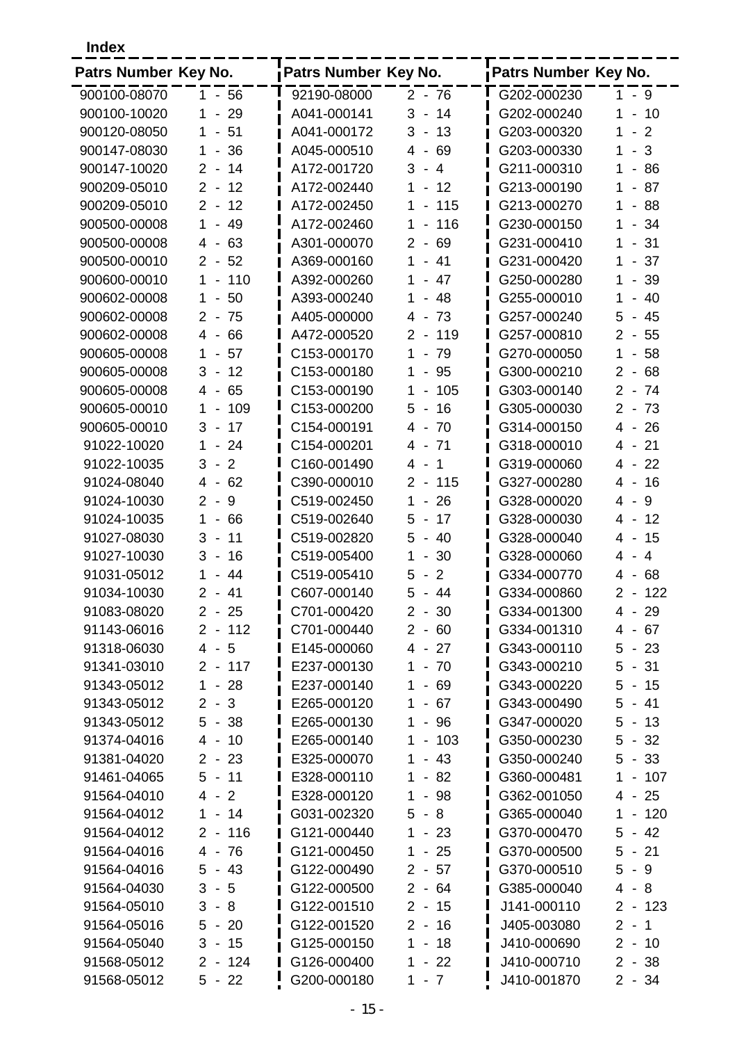**Index**

| Patrs Number | Key No. |
|---|---|
| 900100-08070 | 1 - 56 |
| 900100-10020 | 1 - 29 |
| 900120-08050 | 1 - 51 |
| 900147-08030 | 1 - 36 |
| 900147-10020 | 2 - 14 |
| 900209-05010 | 2 - 12 |
| 900209-05010 | 2 - 12 |
| 900500-00008 | 1 - 49 |
| 900500-00008 | 4 - 63 |
| 900500-00010 | 2 - 52 |
| 900600-00010 | 1 - 110 |
| 900602-00008 | 1 - 50 |
| 900602-00008 | 2 - 75 |
| 900602-00008 | 4 - 66 |
| 900605-00008 | 1 - 57 |
| 900605-00008 | 3 - 12 |
| 900605-00008 | 4 - 65 |
| 900605-00010 | 1 - 109 |
| 900605-00010 | 3 - 17 |
| 91022-10020 | 1 - 24 |
| 91022-10035 | 3 - 2 |
| 91024-08040 | 4 - 62 |
| 91024-10030 | 2 - 9 |
| 91024-10035 | 1 - 66 |
| 91027-08030 | 3 - 11 |
| 91027-10030 | 3 - 16 |
| 91031-05012 | 1 - 44 |
| 91034-10030 | 2 - 41 |
| 91083-08020 | 2 - 25 |
| 91143-06016 | 2 - 112 |
| 91318-06030 | 4 - 5 |
| 91341-03010 | 2 - 117 |
| 91343-05012 | 1 - 28 |
| 91343-05012 | 2 - 3 |
| 91343-05012 | 5 - 38 |
| 91374-04016 | 4 - 10 |
| 91381-04020 | 2 - 23 |
| 91461-04065 | 5 - 11 |
| 91564-04010 | 4 - 2 |
| 91564-04012 | 1 - 14 |
| 91564-04012 | 2 - 116 |
| 91564-04016 | 4 - 76 |
| 91564-04016 | 5 - 43 |
| 91564-04030 | 3 - 5 |
| 91564-05010 | 3 - 8 |
| 91564-05016 | 5 - 20 |
| 91564-05040 | 3 - 15 |
| 91568-05012 | 2 - 124 |
| 91568-05012 | 5 - 22 |
| 92190-08000 | 2 - 76 |
| A041-000141 | 3 - 14 |
| A041-000172 | 3 - 13 |
| A045-000510 | 4 - 69 |
| A172-001720 | 3 - 4 |
| A172-002440 | 1 - 12 |
| A172-002450 | 1 - 115 |
| A172-002460 | 1 - 116 |
| A301-000070 | 2 - 69 |
| A369-000160 | 1 - 41 |
| A392-000260 | 1 - 47 |
| A393-000240 | 1 - 48 |
| A405-000000 | 4 - 73 |
| A472-000520 | 2 - 119 |
| C153-000170 | 1 - 79 |
| C153-000180 | 1 - 95 |
| C153-000190 | 1 - 105 |
| C153-000200 | 5 - 16 |
| C154-000191 | 4 - 70 |
| C154-000201 | 4 - 71 |
| C160-001490 | 4 - 1 |
| C390-000010 | 2 - 115 |
| C519-002450 | 1 - 26 |
| C519-002640 | 5 - 17 |
| C519-002820 | 5 - 40 |
| C519-005400 | 1 - 30 |
| C519-005410 | 5 - 2 |
| C607-000140 | 5 - 44 |
| C701-000420 | 2 - 30 |
| C701-000440 | 2 - 60 |
| E145-000060 | 4 - 27 |
| E237-000130 | 1 - 70 |
| E237-000140 | 1 - 69 |
| E265-000120 | 1 - 67 |
| E265-000130 | 1 - 96 |
| E265-000140 | 1 - 103 |
| E325-000070 | 1 - 43 |
| E328-000110 | 1 - 82 |
| E328-000120 | 1 - 98 |
| G031-002320 | 5 - 8 |
| G121-000440 | 1 - 23 |
| G121-000450 | 1 - 25 |
| G122-000490 | 2 - 57 |
| G122-000500 | 2 - 64 |
| G122-001510 | 2 - 15 |
| G122-001520 | 2 - 16 |
| G125-000150 | 1 - 18 |
| G126-000400 | 1 - 22 |
| G200-000180 | 1 - 7 |
| G202-000230 | 1 - 9 |
| G202-000240 | 1 - 10 |
| G203-000320 | 1 - 2 |
| G203-000330 | 1 - 3 |
| G211-000310 | 1 - 86 |
| G213-000190 | 1 - 87 |
| G213-000270 | 1 - 88 |
| G230-000150 | 1 - 34 |
| G231-000410 | 1 - 31 |
| G231-000420 | 1 - 37 |
| G250-000280 | 1 - 39 |
| G255-000010 | 1 - 40 |
| G257-000240 | 5 - 45 |
| G257-000810 | 2 - 55 |
| G270-000050 | 1 - 58 |
| G300-000210 | 2 - 68 |
| G303-000140 | 2 - 74 |
| G305-000030 | 2 - 73 |
| G314-000150 | 4 - 26 |
| G318-000010 | 4 - 21 |
| G319-000060 | 4 - 22 |
| G327-000280 | 4 - 16 |
| G328-000020 | 4 - 9 |
| G328-000030 | 4 - 12 |
| G328-000040 | 4 - 15 |
| G328-000060 | 4 - 4 |
| G334-000770 | 4 - 68 |
| G334-000860 | 2 - 122 |
| G334-001300 | 4 - 29 |
| G334-001310 | 4 - 67 |
| G343-000110 | 5 - 23 |
| G343-000210 | 5 - 31 |
| G343-000220 | 5 - 15 |
| G343-000490 | 5 - 41 |
| G347-000020 | 5 - 13 |
| G350-000230 | 5 - 32 |
| G350-000240 | 5 - 33 |
| G360-000481 | 1 - 107 |
| G362-001050 | 4 - 25 |
| G365-000040 | 1 - 120 |
| G370-000470 | 5 - 42 |
| G370-000500 | 5 - 21 |
| G370-000510 | 5 - 9 |
| G385-000040 | 4 - 8 |
| J141-000110 | 2 - 123 |
| J405-003080 | 2 - 1 |
| J410-000690 | 2 - 10 |
| J410-000710 | 2 - 38 |
| J410-001870 | 2 - 34 |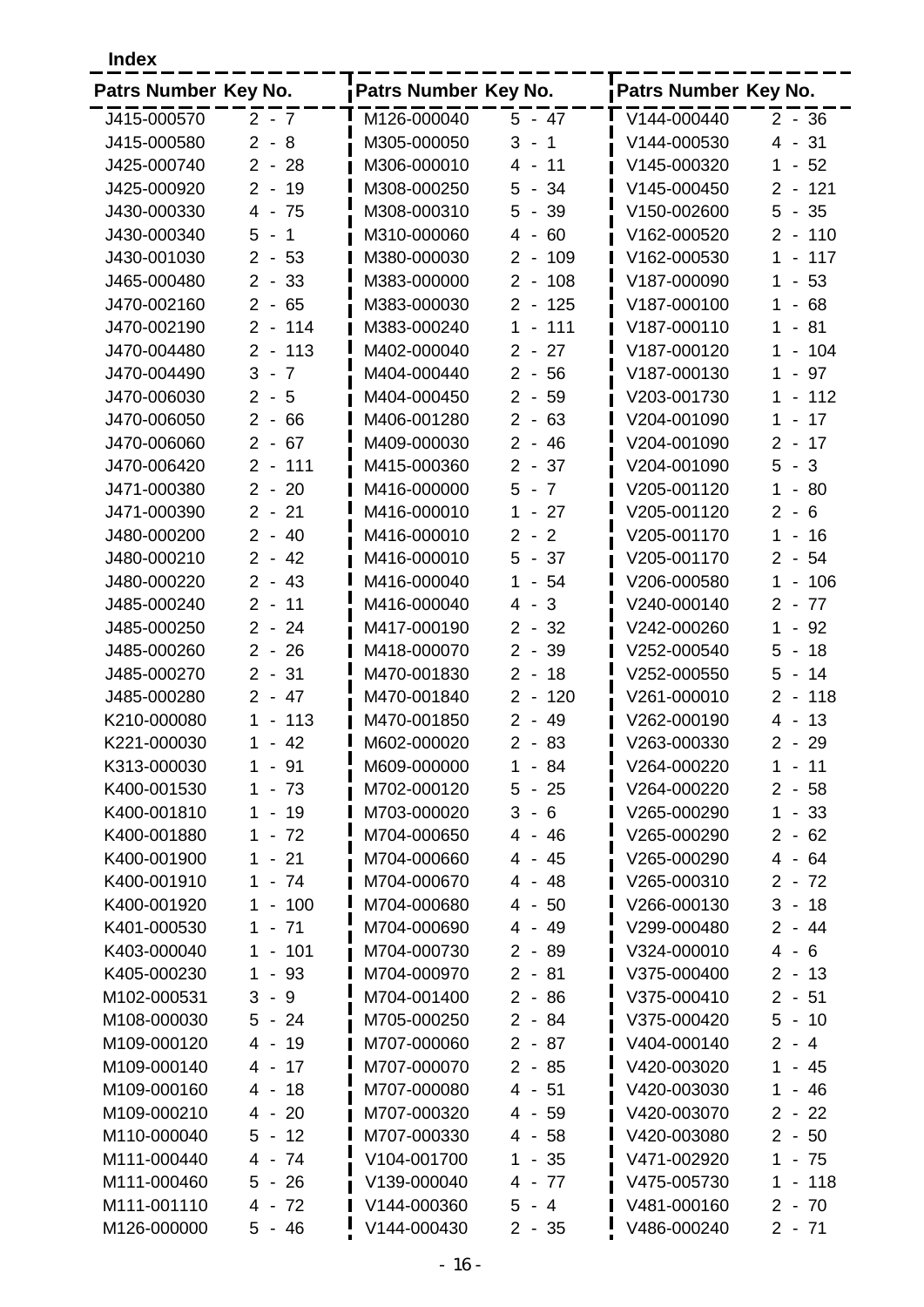**Index**

| Patrs Number | Key No. | Patrs Number | Key No. | Patrs Number | Key No. |
|---|---|---|---|---|---|
| J415-000570 | 2 - 7 | M126-000040 | 5 - 47 | V144-000440 | 2 - 36 |
| J415-000580 | 2 - 8 | M305-000050 | 3 - 1 | V144-000530 | 4 - 31 |
| J425-000740 | 2 - 28 | M306-000010 | 4 - 11 | V145-000320 | 1 - 52 |
| J425-000920 | 2 - 19 | M308-000250 | 5 - 34 | V145-000450 | 2 - 121 |
| J430-000330 | 4 - 75 | M308-000310 | 5 - 39 | V150-002600 | 5 - 35 |
| J430-000340 | 5 - 1 | M310-000060 | 4 - 60 | V162-000520 | 2 - 110 |
| J430-001030 | 2 - 53 | M380-000030 | 2 - 109 | V162-000530 | 1 - 117 |
| J465-000480 | 2 - 33 | M383-000000 | 2 - 108 | V187-000090 | 1 - 53 |
| J470-002160 | 2 - 65 | M383-000030 | 2 - 125 | V187-000100 | 1 - 68 |
| J470-002190 | 2 - 114 | M383-000240 | 1 - 111 | V187-000110 | 1 - 81 |
| J470-004480 | 2 - 113 | M402-000040 | 2 - 27 | V187-000120 | 1 - 104 |
| J470-004490 | 3 - 7 | M404-000440 | 2 - 56 | V187-000130 | 1 - 97 |
| J470-006030 | 2 - 5 | M404-000450 | 2 - 59 | V203-001730 | 1 - 112 |
| J470-006050 | 2 - 66 | M406-001280 | 2 - 63 | V204-001090 | 1 - 17 |
| J470-006060 | 2 - 67 | M409-000030 | 2 - 46 | V204-001090 | 2 - 17 |
| J470-006420 | 2 - 111 | M415-000360 | 2 - 37 | V204-001090 | 5 - 3 |
| J471-000380 | 2 - 20 | M416-000000 | 5 - 7 | V205-001120 | 1 - 80 |
| J471-000390 | 2 - 21 | M416-000010 | 1 - 27 | V205-001120 | 2 - 6 |
| J480-000200 | 2 - 40 | M416-000010 | 2 - 2 | V205-001170 | 1 - 16 |
| J480-000210 | 2 - 42 | M416-000010 | 5 - 37 | V205-001170 | 2 - 54 |
| J480-000220 | 2 - 43 | M416-000040 | 1 - 54 | V206-000580 | 1 - 106 |
| J485-000240 | 2 - 11 | M416-000040 | 4 - 3 | V240-000140 | 2 - 77 |
| J485-000250 | 2 - 24 | M417-000190 | 2 - 32 | V242-000260 | 1 - 92 |
| J485-000260 | 2 - 26 | M418-000070 | 2 - 39 | V252-000540 | 5 - 18 |
| J485-000270 | 2 - 31 | M470-001830 | 2 - 18 | V252-000550 | 5 - 14 |
| J485-000280 | 2 - 47 | M470-001840 | 2 - 120 | V261-000010 | 2 - 118 |
| K210-000080 | 1 - 113 | M470-001850 | 2 - 49 | V262-000190 | 4 - 13 |
| K221-000030 | 1 - 42 | M602-000020 | 2 - 83 | V263-000330 | 2 - 29 |
| K313-000030 | 1 - 91 | M609-000000 | 1 - 84 | V264-000220 | 1 - 11 |
| K400-001530 | 1 - 73 | M702-000120 | 5 - 25 | V264-000220 | 2 - 58 |
| K400-001810 | 1 - 19 | M703-000020 | 3 - 6 | V265-000290 | 1 - 33 |
| K400-001880 | 1 - 72 | M704-000650 | 4 - 46 | V265-000290 | 2 - 62 |
| K400-001900 | 1 - 21 | M704-000660 | 4 - 45 | V265-000290 | 4 - 64 |
| K400-001910 | 1 - 74 | M704-000670 | 4 - 48 | V265-000310 | 2 - 72 |
| K400-001920 | 1 - 100 | M704-000680 | 4 - 50 | V266-000130 | 3 - 18 |
| K401-000530 | 1 - 71 | M704-000690 | 4 - 49 | V299-000480 | 2 - 44 |
| K403-000040 | 1 - 101 | M704-000730 | 2 - 89 | V324-000010 | 4 - 6 |
| K405-000230 | 1 - 93 | M704-000970 | 2 - 81 | V375-000400 | 2 - 13 |
| M102-000531 | 3 - 9 | M704-001400 | 2 - 86 | V375-000410 | 2 - 51 |
| M108-000030 | 5 - 24 | M705-000250 | 2 - 84 | V375-000420 | 5 - 10 |
| M109-000120 | 4 - 19 | M707-000060 | 2 - 87 | V404-000140 | 2 - 4 |
| M109-000140 | 4 - 17 | M707-000070 | 2 - 85 | V420-003020 | 1 - 45 |
| M109-000160 | 4 - 18 | M707-000080 | 4 - 51 | V420-003030 | 1 - 46 |
| M109-000210 | 4 - 20 | M707-000320 | 4 - 59 | V420-003070 | 2 - 22 |
| M110-000040 | 5 - 12 | M707-000330 | 4 - 58 | V420-003080 | 2 - 50 |
| M111-000440 | 4 - 74 | V104-001700 | 1 - 35 | V471-002920 | 1 - 75 |
| M111-000460 | 5 - 26 | V139-000040 | 4 - 77 | V475-005730 | 1 - 118 |
| M111-001110 | 4 - 72 | V144-000360 | 5 - 4 | V481-000160 | 2 - 70 |
| M126-000000 | 5 - 46 | V144-000430 | 2 - 35 | V486-000240 | 2 - 71 |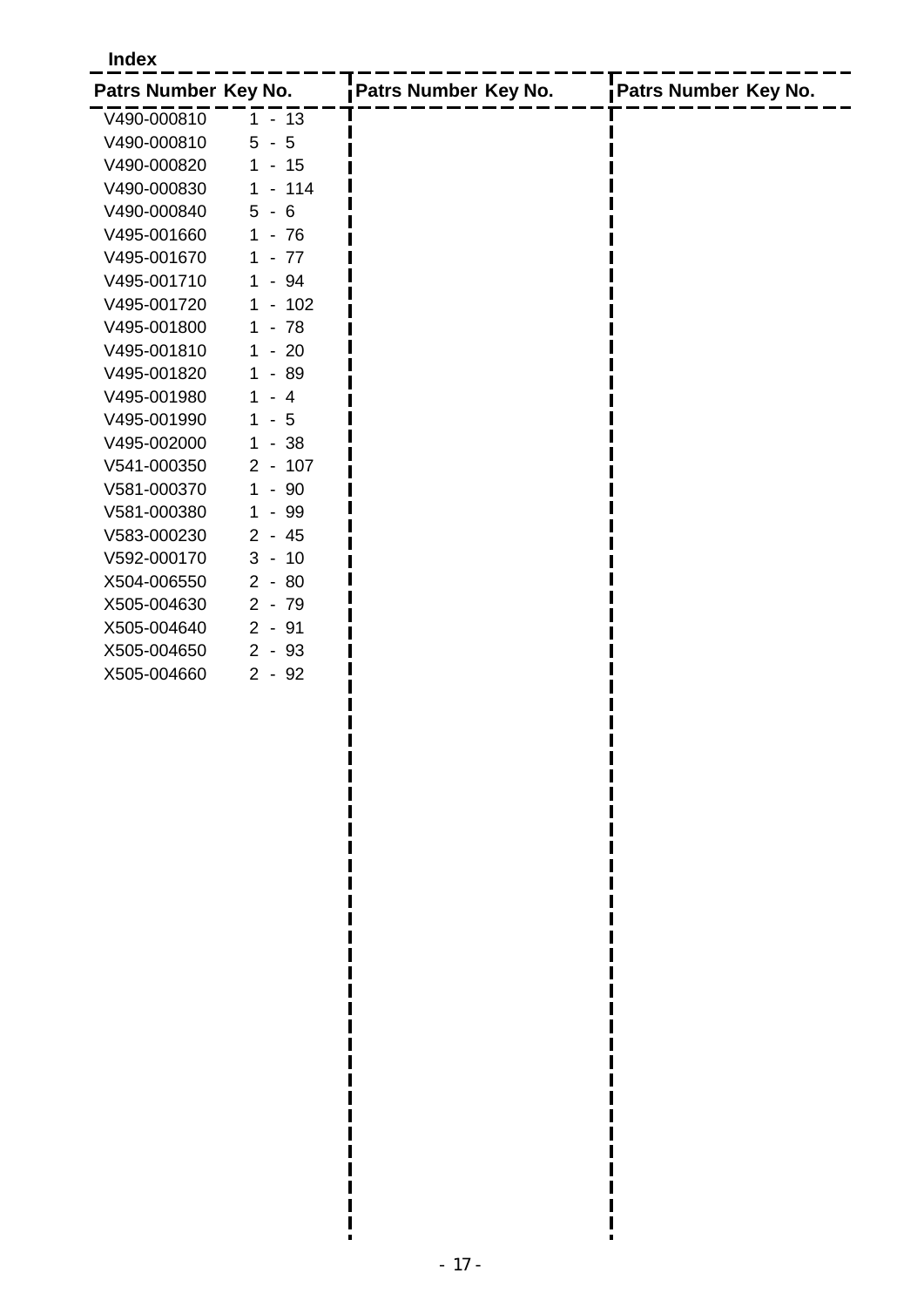**Index**

| Patrs Number | Key No. |
|---|---|
| V490-000810 | 1 - 13 |
| V490-000810 | 5 - 5 |
| V490-000820 | 1 - 15 |
| V490-000830 | 1 - 114 |
| V490-000840 | 5 - 6 |
| V495-001660 | 1 - 76 |
| V495-001670 | 1 - 77 |
| V495-001710 | 1 - 94 |
| V495-001720 | 1 - 102 |
| V495-001800 | 1 - 78 |
| V495-001810 | 1 - 20 |
| V495-001820 | 1 - 89 |
| V495-001980 | 1 - 4 |
| V495-001990 | 1 - 5 |
| V495-002000 | 1 - 38 |
| V541-000350 | 2 - 107 |
| V581-000370 | 1 - 90 |
| V581-000380 | 1 - 99 |
| V583-000230 | 2 - 45 |
| V592-000170 | 3 - 10 |
| X504-006550 | 2 - 80 |
| X505-004630 | 2 - 79 |
| X505-004640 | 2 - 91 |
| X505-004650 | 2 - 93 |
| X505-004660 | 2 - 92 |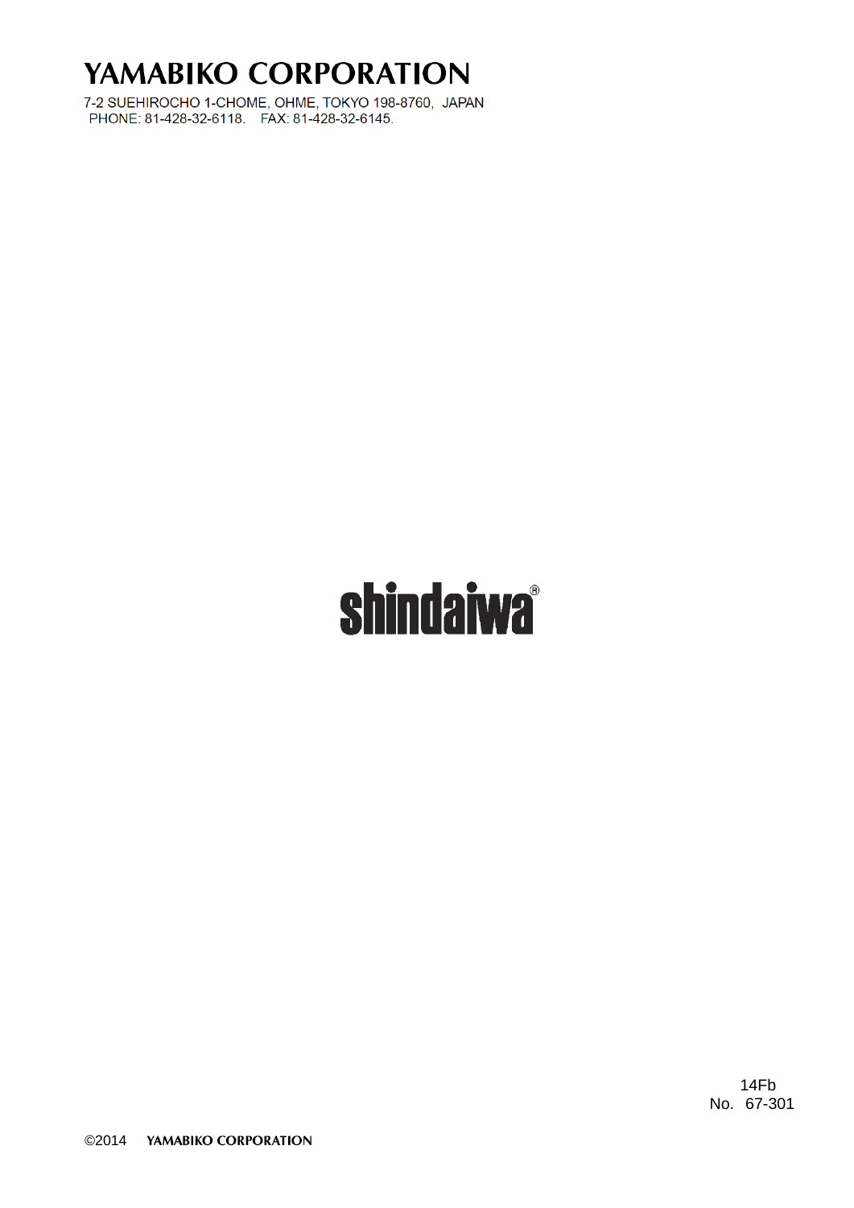# YAMABIKO CORPORATION

7-2 SUEHIROCHO 1-CHOME, OHME, TOKYO 198-8760, JAPAN
PHONE: 81-428-32-6118. FAX: 81-428-32-6145.

shindaiwa®

14Fb
No. 67-301

©2014 YAMABIKO CORPORATION